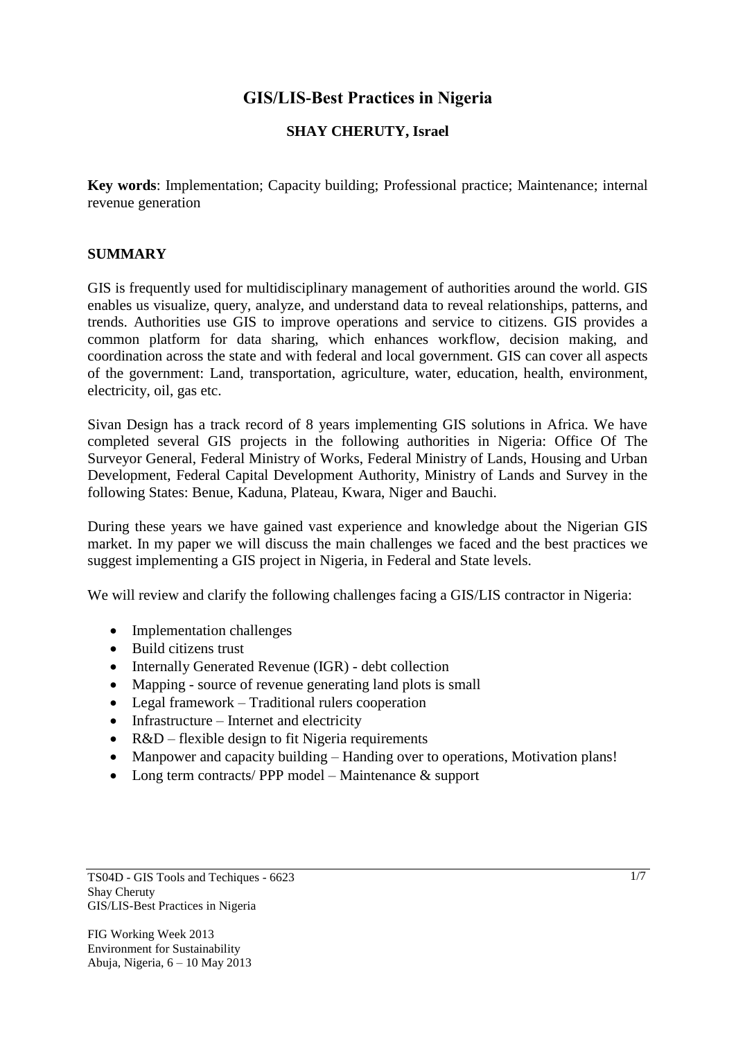# GIS/LIS-Best Practices in Nigeria

**SHAY CHERUTY, Israel**

**Key words**: Implementation; Capacity building; Professional practice; Maintenance; internal revenue generation

## SUMMARY

GIS is frequently used for multidisciplinary management of authorities around the world. GIS enables us visualize, query, analyze, and understand data to reveal relationships, patterns, and trends. Authorities use GIS to improve operations and service to citizens. GIS provides a common platform for data sharing, which enhances workflow, decision making, and coordination across the state and with federal and local government. GIS can cover all aspects of the government: Land, transportation, agriculture, water, education, health, environment, electricity, oil, gas etc.

Sivan Design has a track record of 8 years implementing GIS solutions in Africa. We have completed several GIS projects in the following authorities in Nigeria: Office Of The Surveyor General, Federal Ministry of Works, Federal Ministry of Lands, Housing and Urban Development, Federal Capital Development Authority, Ministry of Lands and Survey in the following States: Benue, Kaduna, Plateau, Kwara, Niger and Bauchi.

During these years we have gained vast experience and knowledge about the Nigerian GIS market. In my paper we will discuss the main challenges we faced and the best practices we suggest implementing a GIS project in Nigeria, in Federal and State levels.

We will review and clarify the following challenges facing a GIS/LIS contractor in Nigeria:

- Implementation challenges
- Build citizens trust
- Internally Generated Revenue (IGR) - debt collection
- Mapping - source of revenue generating land plots is small
- Legal framework – Traditional rulers cooperation
- Infrastructure – Internet and electricity
- R&D – flexible design to fit Nigeria requirements
- Manpower and capacity building – Handing over to operations, Motivation plans!
- Long term contracts/ PPP model – Maintenance & support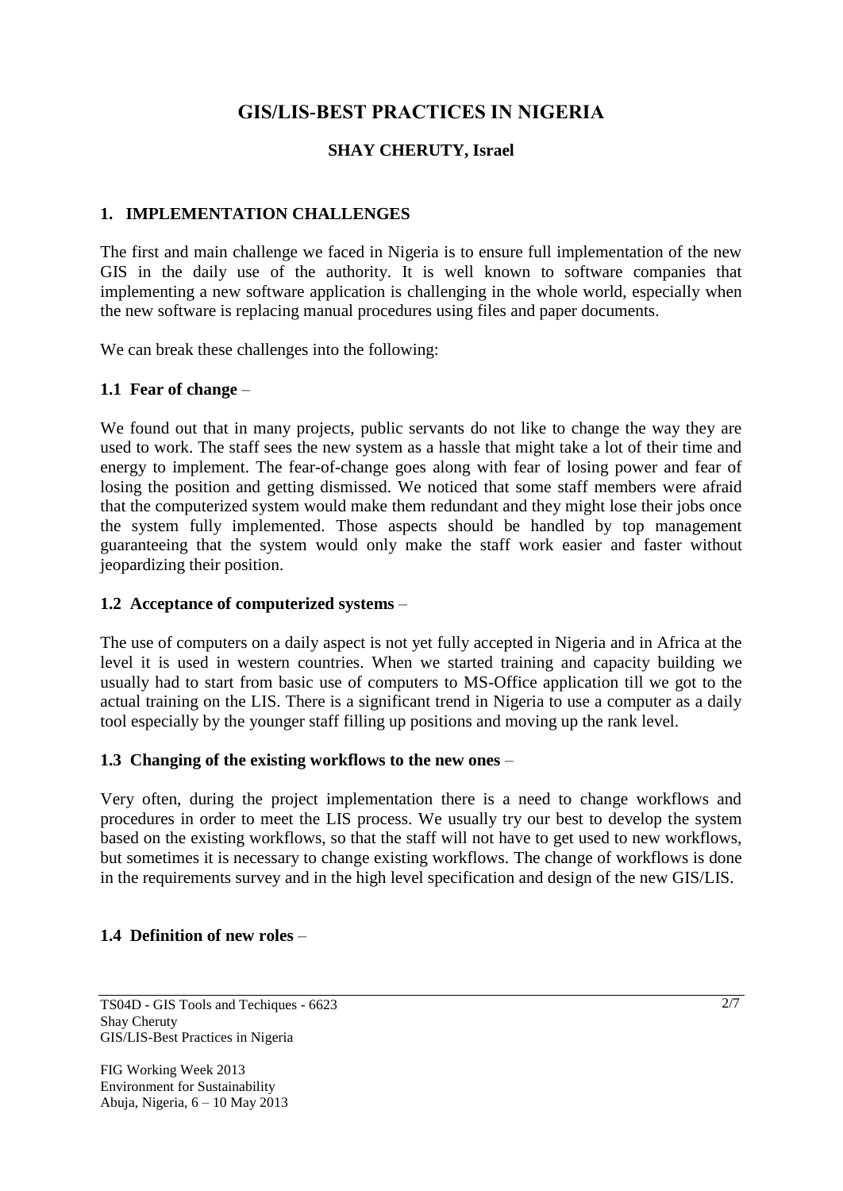# GIS/LIS-BEST PRACTICES IN NIGERIA

**SHAY CHERUTY, Israel**

## 1. IMPLEMENTATION CHALLENGES

The first and main challenge we faced in Nigeria is to ensure full implementation of the new GIS in the daily use of the authority. It is well known to software companies that implementing a new software application is challenging in the whole world, especially when the new software is replacing manual procedures using files and paper documents.

We can break these challenges into the following:

### 1.1 Fear of change –

We found out that in many projects, public servants do not like to change the way they are used to work. The staff sees the new system as a hassle that might take a lot of their time and energy to implement. The fear-of-change goes along with fear of losing power and fear of losing the position and getting dismissed. We noticed that some staff members were afraid that the computerized system would make them redundant and they might lose their jobs once the system fully implemented. Those aspects should be handled by top management guaranteeing that the system would only make the staff work easier and faster without jeopardizing their position.

### 1.2 Acceptance of computerized systems –

The use of computers on a daily aspect is not yet fully accepted in Nigeria and in Africa at the level it is used in western countries. When we started training and capacity building we usually had to start from basic use of computers to MS-Office application till we got to the actual training on the LIS. There is a significant trend in Nigeria to use a computer as a daily tool especially by the younger staff filling up positions and moving up the rank level.

### 1.3 Changing of the existing workflows to the new ones –

Very often, during the project implementation there is a need to change workflows and procedures in order to meet the LIS process. We usually try our best to develop the system based on the existing workflows, so that the staff will not have to get used to new workflows, but sometimes it is necessary to change existing workflows. The change of workflows is done in the requirements survey and in the high level specification and design of the new GIS/LIS.

### 1.4 Definition of new roles –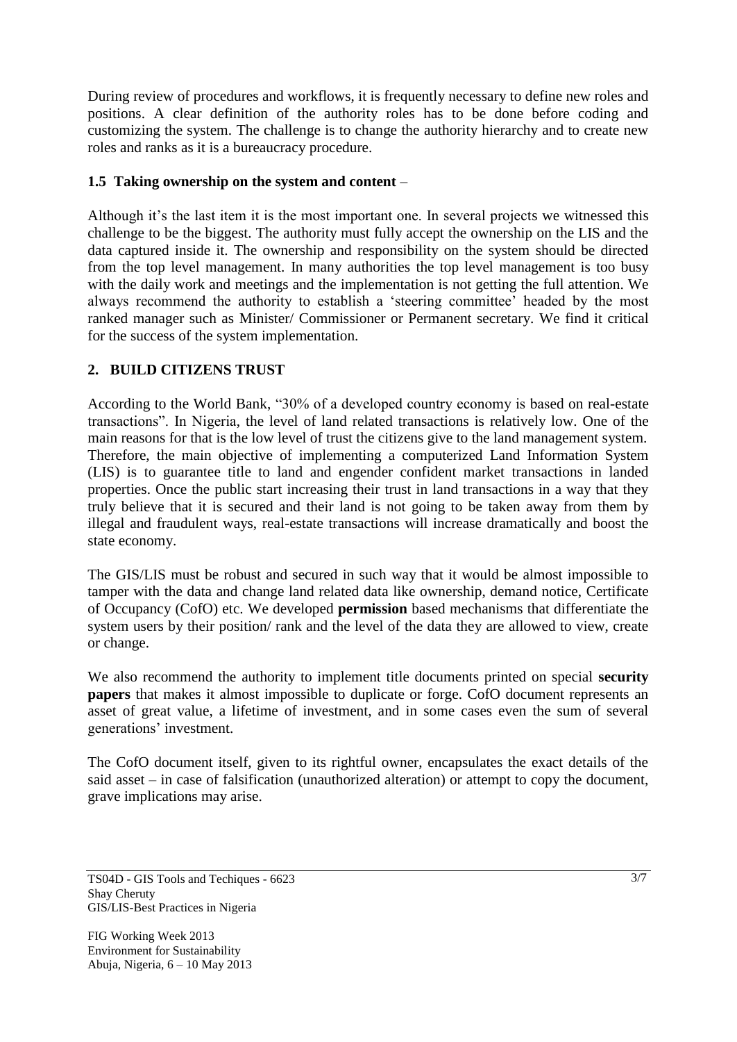During review of procedures and workflows, it is frequently necessary to define new roles and positions. A clear definition of the authority roles has to be done before coding and customizing the system. The challenge is to change the authority hierarchy and to create new roles and ranks as it is a bureaucracy procedure.

### 1.5 Taking ownership on the system and content –

Although it's the last item it is the most important one. In several projects we witnessed this challenge to be the biggest. The authority must fully accept the ownership on the LIS and the data captured inside it. The ownership and responsibility on the system should be directed from the top level management. In many authorities the top level management is too busy with the daily work and meetings and the implementation is not getting the full attention. We always recommend the authority to establish a 'steering committee' headed by the most ranked manager such as Minister/ Commissioner or Permanent secretary. We find it critical for the success of the system implementation.

## 2. BUILD CITIZENS TRUST

According to the World Bank, "30% of a developed country economy is based on real-estate transactions". In Nigeria, the level of land related transactions is relatively low. One of the main reasons for that is the low level of trust the citizens give to the land management system. Therefore, the main objective of implementing a computerized Land Information System (LIS) is to guarantee title to land and engender confident market transactions in landed properties. Once the public start increasing their trust in land transactions in a way that they truly believe that it is secured and their land is not going to be taken away from them by illegal and fraudulent ways, real-estate transactions will increase dramatically and boost the state economy.

The GIS/LIS must be robust and secured in such way that it would be almost impossible to tamper with the data and change land related data like ownership, demand notice, Certificate of Occupancy (CofO) etc. We developed **permission** based mechanisms that differentiate the system users by their position/ rank and the level of the data they are allowed to view, create or change.

We also recommend the authority to implement title documents printed on special **security papers** that makes it almost impossible to duplicate or forge. CofO document represents an asset of great value, a lifetime of investment, and in some cases even the sum of several generations' investment.

The CofO document itself, given to its rightful owner, encapsulates the exact details of the said asset – in case of falsification (unauthorized alteration) or attempt to copy the document, grave implications may arise.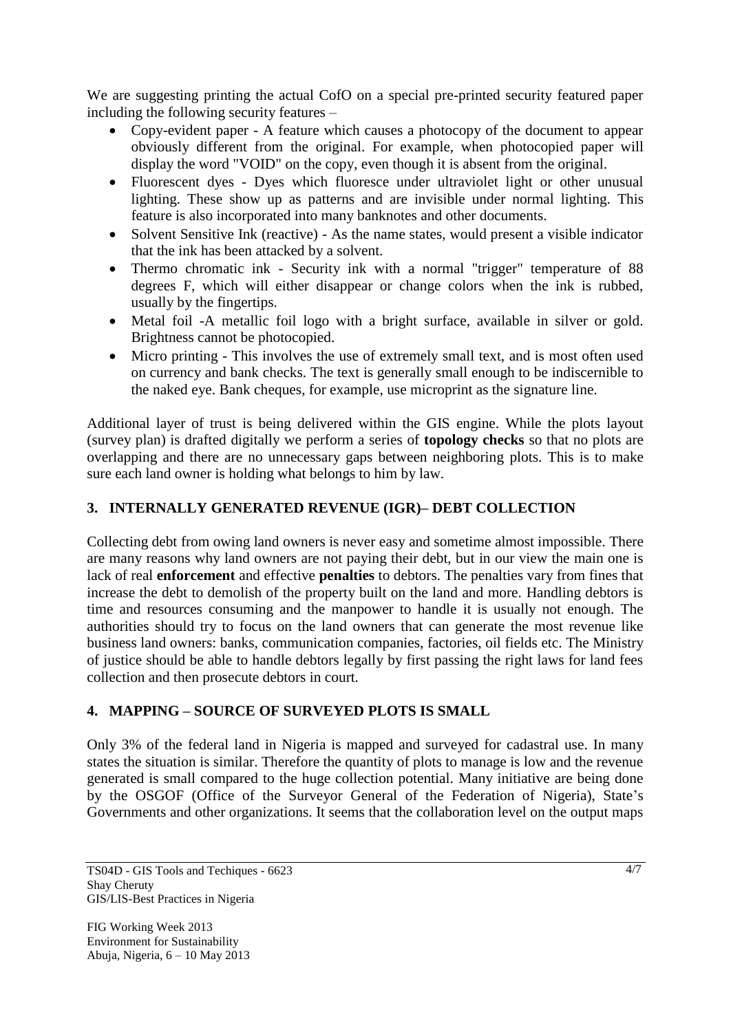We are suggesting printing the actual CofO on a special pre-printed security featured paper including the following security features –

- Copy-evident paper - A feature which causes a photocopy of the document to appear obviously different from the original. For example, when photocopied paper will display the word "VOID" on the copy, even though it is absent from the original.
- Fluorescent dyes - Dyes which fluoresce under ultraviolet light or other unusual lighting. These show up as patterns and are invisible under normal lighting. This feature is also incorporated into many banknotes and other documents.
- Solvent Sensitive Ink (reactive) - As the name states, would present a visible indicator that the ink has been attacked by a solvent.
- Thermo chromatic ink - Security ink with a normal "trigger" temperature of 88 degrees F, which will either disappear or change colors when the ink is rubbed, usually by the fingertips.
- Metal foil -A metallic foil logo with a bright surface, available in silver or gold. Brightness cannot be photocopied.
- Micro printing - This involves the use of extremely small text, and is most often used on currency and bank checks. The text is generally small enough to be indiscernible to the naked eye. Bank cheques, for example, use microprint as the signature line.

Additional layer of trust is being delivered within the GIS engine. While the plots layout (survey plan) is drafted digitally we perform a series of **topology checks** so that no plots are overlapping and there are no unnecessary gaps between neighboring plots. This is to make sure each land owner is holding what belongs to him by law.

## 3. INTERNALLY GENERATED REVENUE (IGR)– DEBT COLLECTION

Collecting debt from owing land owners is never easy and sometime almost impossible. There are many reasons why land owners are not paying their debt, but in our view the main one is lack of real **enforcement** and effective **penalties** to debtors. The penalties vary from fines that increase the debt to demolish of the property built on the land and more. Handling debtors is time and resources consuming and the manpower to handle it is usually not enough. The authorities should try to focus on the land owners that can generate the most revenue like business land owners: banks, communication companies, factories, oil fields etc. The Ministry of justice should be able to handle debtors legally by first passing the right laws for land fees collection and then prosecute debtors in court.

## 4. MAPPING – SOURCE OF SURVEYED PLOTS IS SMALL

Only 3% of the federal land in Nigeria is mapped and surveyed for cadastral use. In many states the situation is similar. Therefore the quantity of plots to manage is low and the revenue generated is small compared to the huge collection potential. Many initiative are being done by the OSGOF (Office of the Surveyor General of the Federation of Nigeria), State's Governments and other organizations. It seems that the collaboration level on the output maps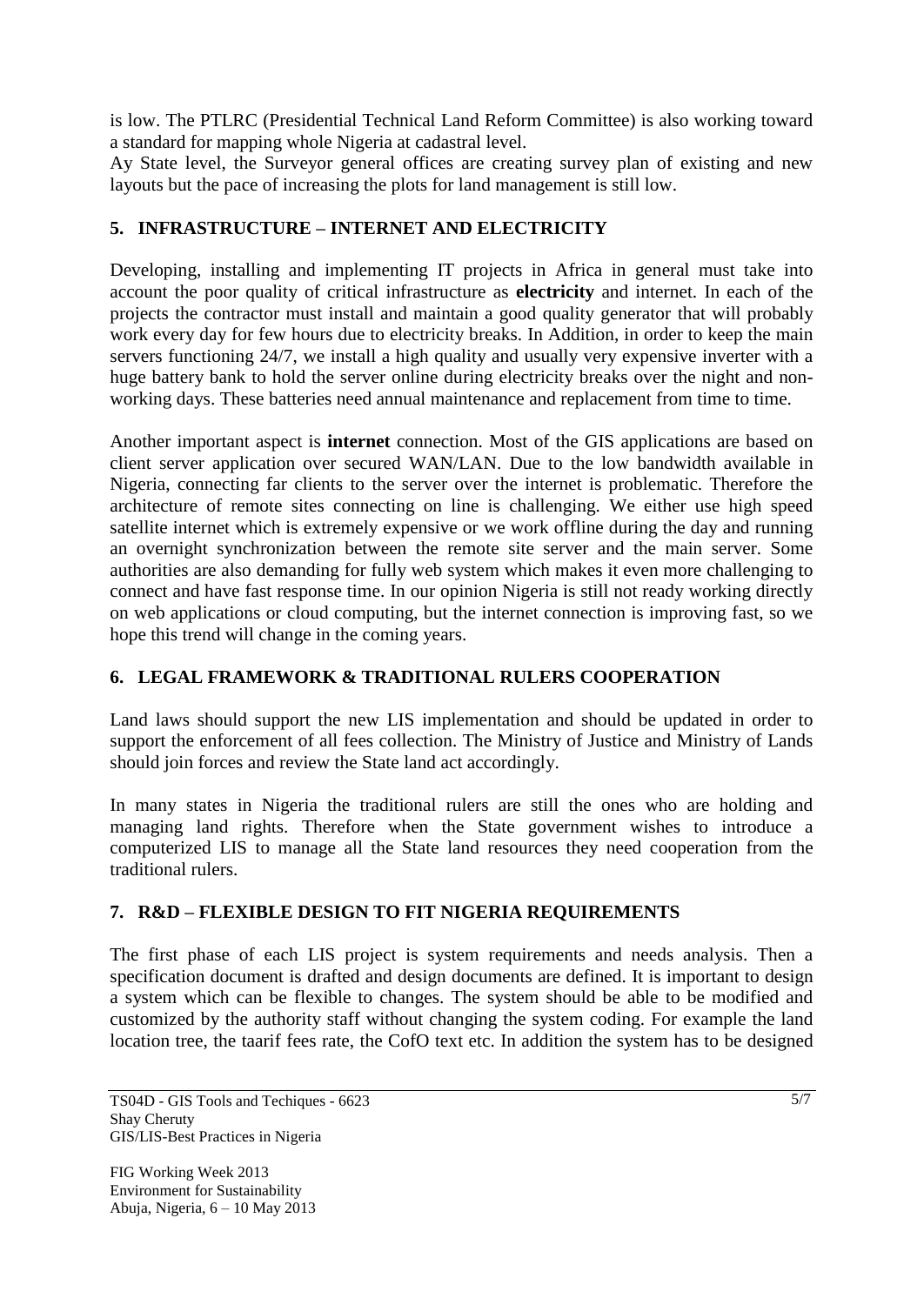is low. The PTLRC (Presidential Technical Land Reform Committee) is also working toward a standard for mapping whole Nigeria at cadastral level.

Ay State level, the Surveyor general offices are creating survey plan of existing and new layouts but the pace of increasing the plots for land management is still low.

## 5. INFRASTRUCTURE – INTERNET AND ELECTRICITY

Developing, installing and implementing IT projects in Africa in general must take into account the poor quality of critical infrastructure as **electricity** and internet. In each of the projects the contractor must install and maintain a good quality generator that will probably work every day for few hours due to electricity breaks. In Addition, in order to keep the main servers functioning 24/7, we install a high quality and usually very expensive inverter with a huge battery bank to hold the server online during electricity breaks over the night and non-working days. These batteries need annual maintenance and replacement from time to time.

Another important aspect is **internet** connection. Most of the GIS applications are based on client server application over secured WAN/LAN. Due to the low bandwidth available in Nigeria, connecting far clients to the server over the internet is problematic. Therefore the architecture of remote sites connecting on line is challenging. We either use high speed satellite internet which is extremely expensive or we work offline during the day and running an overnight synchronization between the remote site server and the main server. Some authorities are also demanding for fully web system which makes it even more challenging to connect and have fast response time. In our opinion Nigeria is still not ready working directly on web applications or cloud computing, but the internet connection is improving fast, so we hope this trend will change in the coming years.

## 6. LEGAL FRAMEWORK & TRADITIONAL RULERS COOPERATION

Land laws should support the new LIS implementation and should be updated in order to support the enforcement of all fees collection. The Ministry of Justice and Ministry of Lands should join forces and review the State land act accordingly.

In many states in Nigeria the traditional rulers are still the ones who are holding and managing land rights. Therefore when the State government wishes to introduce a computerized LIS to manage all the State land resources they need cooperation from the traditional rulers.

## 7. R&D – FLEXIBLE DESIGN TO FIT NIGERIA REQUIREMENTS

The first phase of each LIS project is system requirements and needs analysis. Then a specification document is drafted and design documents are defined. It is important to design a system which can be flexible to changes. The system should be able to be modified and customized by the authority staff without changing the system coding. For example the land location tree, the taarif fees rate, the CofO text etc. In addition the system has to be designed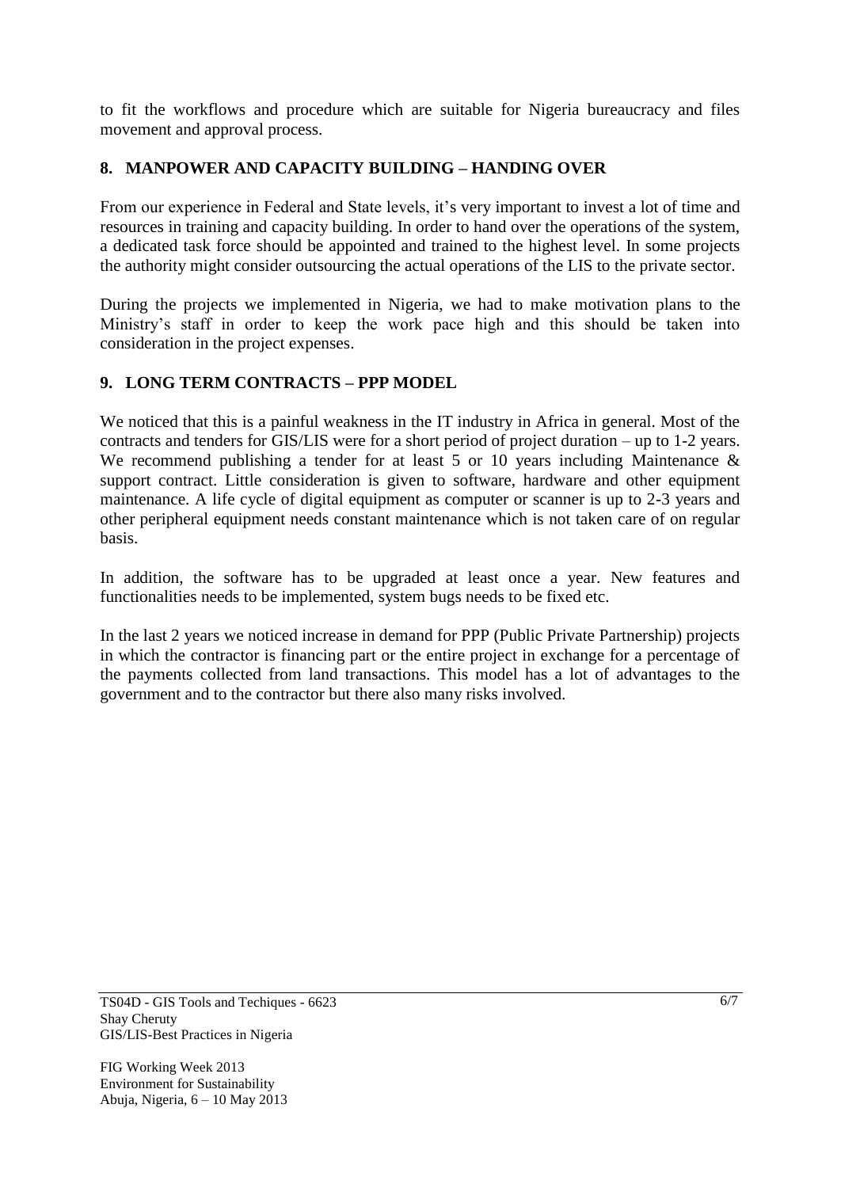to fit the workflows and procedure which are suitable for Nigeria bureaucracy and files movement and approval process.

## 8. MANPOWER AND CAPACITY BUILDING – HANDING OVER

From our experience in Federal and State levels, it's very important to invest a lot of time and resources in training and capacity building. In order to hand over the operations of the system, a dedicated task force should be appointed and trained to the highest level. In some projects the authority might consider outsourcing the actual operations of the LIS to the private sector.

During the projects we implemented in Nigeria, we had to make motivation plans to the Ministry's staff in order to keep the work pace high and this should be taken into consideration in the project expenses.

## 9. LONG TERM CONTRACTS – PPP MODEL

We noticed that this is a painful weakness in the IT industry in Africa in general. Most of the contracts and tenders for GIS/LIS were for a short period of project duration – up to 1-2 years. We recommend publishing a tender for at least 5 or 10 years including Maintenance & support contract. Little consideration is given to software, hardware and other equipment maintenance. A life cycle of digital equipment as computer or scanner is up to 2-3 years and other peripheral equipment needs constant maintenance which is not taken care of on regular basis.

In addition, the software has to be upgraded at least once a year. New features and functionalities needs to be implemented, system bugs needs to be fixed etc.

In the last 2 years we noticed increase in demand for PPP (Public Private Partnership) projects in which the contractor is financing part or the entire project in exchange for a percentage of the payments collected from land transactions. This model has a lot of advantages to the government and to the contractor but there also many risks involved.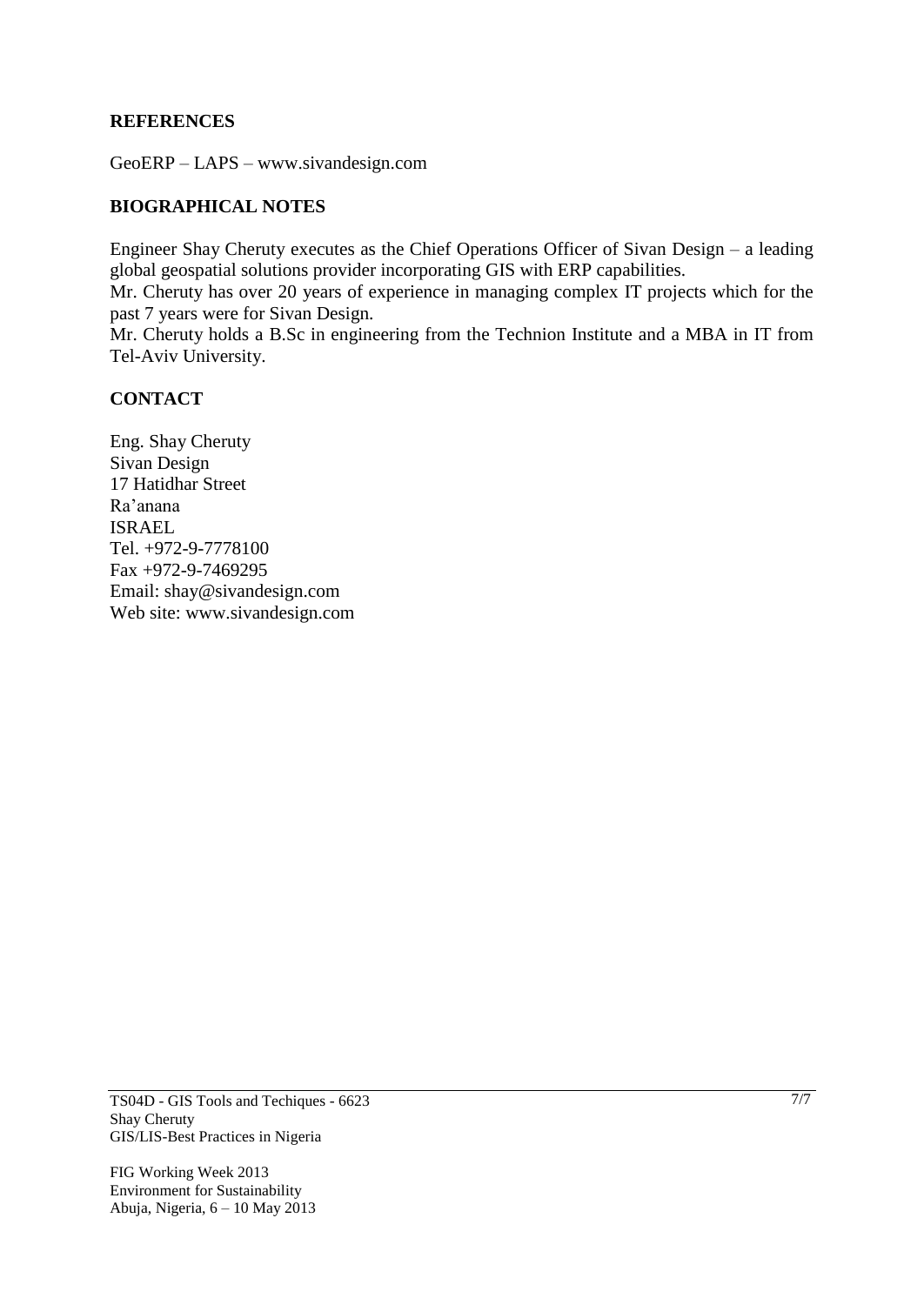## REFERENCES

GeoERP – LAPS – www.sivandesign.com

## BIOGRAPHICAL NOTES

Engineer Shay Cheruty executes as the Chief Operations Officer of Sivan Design – a leading global geospatial solutions provider incorporating GIS with ERP capabilities.
Mr. Cheruty has over 20 years of experience in managing complex IT projects which for the past 7 years were for Sivan Design.
Mr. Cheruty holds a B.Sc in engineering from the Technion Institute and a MBA in IT from Tel-Aviv University.

## CONTACT

Eng. Shay Cheruty
Sivan Design
17 Hatidhar Street
Ra'anana
ISRAEL
Tel. +972-9-7778100
Fax +972-9-7469295
Email: shay@sivandesign.com
Web site: www.sivandesign.com